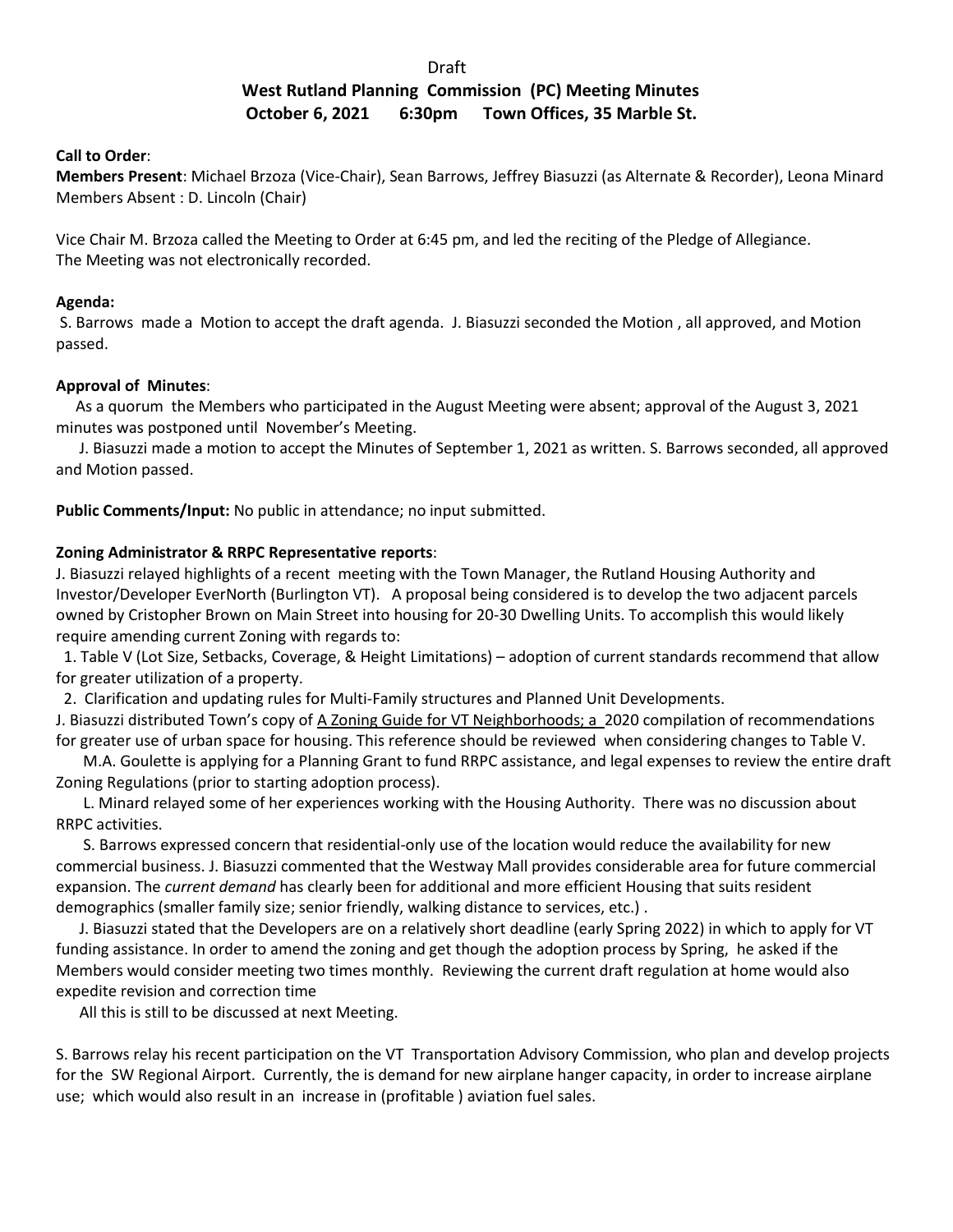Draft

# West Rutland Planning Commission (PC) Meeting Minutes

## October 6, 2021 6:30pm Town Offices, 35 Marble St.

**Call to Order**:

**Members Present**: Michael Brzoza (Vice-Chair), Sean Barrows, Jeffrey Biasuzzi (as Alternate & Recorder), Leona Minard
Members Absent : D. Lincoln (Chair)

Vice Chair M. Brzoza called the Meeting to Order at 6:45 pm, and led the reciting of the Pledge of Allegiance.
The Meeting was not electronically recorded.

**Agenda:**

S. Barrows made a Motion to accept the draft agenda. J. Biasuzzi seconded the Motion , all approved, and Motion passed.

**Approval of Minutes**:

As a quorum the Members who participated in the August Meeting were absent; approval of the August 3, 2021 minutes was postponed until November's Meeting.

J. Biasuzzi made a motion to accept the Minutes of September 1, 2021 as written. S. Barrows seconded, all approved and Motion passed.

**Public Comments/Input:** No public in attendance; no input submitted.

**Zoning Administrator & RRPC Representative reports**:

J. Biasuzzi relayed highlights of a recent meeting with the Town Manager, the Rutland Housing Authority and Investor/Developer EverNorth (Burlington VT). A proposal being considered is to develop the two adjacent parcels owned by Cristopher Brown on Main Street into housing for 20-30 Dwelling Units. To accomplish this would likely require amending current Zoning with regards to:

1. Table V (Lot Size, Setbacks, Coverage, & Height Limitations) – adoption of current standards recommend that allow for greater utilization of a property.
2. Clarification and updating rules for Multi-Family structures and Planned Unit Developments.

J. Biasuzzi distributed Town's copy of <u>A Zoning Guide for VT Neighborhoods; a</u> 2020 compilation of recommendations for greater use of urban space for housing. This reference should be reviewed when considering changes to Table V.

M.A. Goulette is applying for a Planning Grant to fund RRPC assistance, and legal expenses to review the entire draft Zoning Regulations (prior to starting adoption process).

L. Minard relayed some of her experiences working with the Housing Authority. There was no discussion about RRPC activities.

S. Barrows expressed concern that residential-only use of the location would reduce the availability for new commercial business. J. Biasuzzi commented that the Westway Mall provides considerable area for future commercial expansion. The *current demand* has clearly been for additional and more efficient Housing that suits resident demographics (smaller family size; senior friendly, walking distance to services, etc.) .

J. Biasuzzi stated that the Developers are on a relatively short deadline (early Spring 2022) in which to apply for VT funding assistance. In order to amend the zoning and get though the adoption process by Spring, he asked if the Members would consider meeting two times monthly. Reviewing the current draft regulation at home would also expedite revision and correction time

All this is still to be discussed at next Meeting.

S. Barrows relay his recent participation on the VT Transportation Advisory Commission, who plan and develop projects for the SW Regional Airport. Currently, the is demand for new airplane hanger capacity, in order to increase airplane use; which would also result in an increase in (profitable ) aviation fuel sales.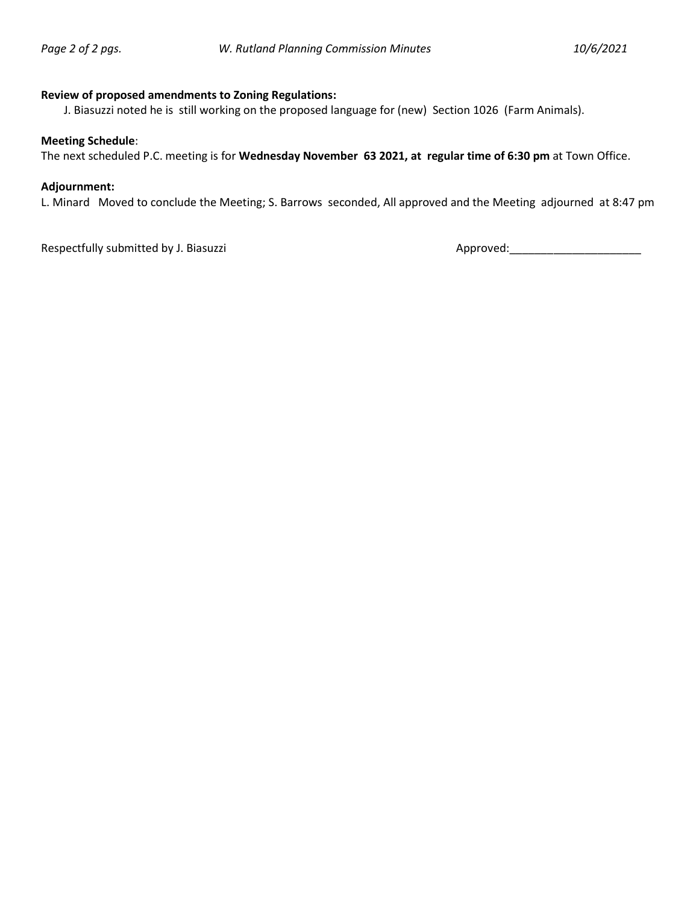**Review of proposed amendments to Zoning Regulations:**

J. Biasuzzi noted he is still working on the proposed language for (new) Section 1026 (Farm Animals).

**Meeting Schedule**:

The next scheduled P.C. meeting is for **Wednesday November 63 2021, at regular time of 6:30 pm** at Town Office.

**Adjournment:**

L. Minard Moved to conclude the Meeting; S. Barrows seconded, All approved and the Meeting adjourned at 8:47 pm

Respectfully submitted by J. Biasuzzi

Approved:_____________________